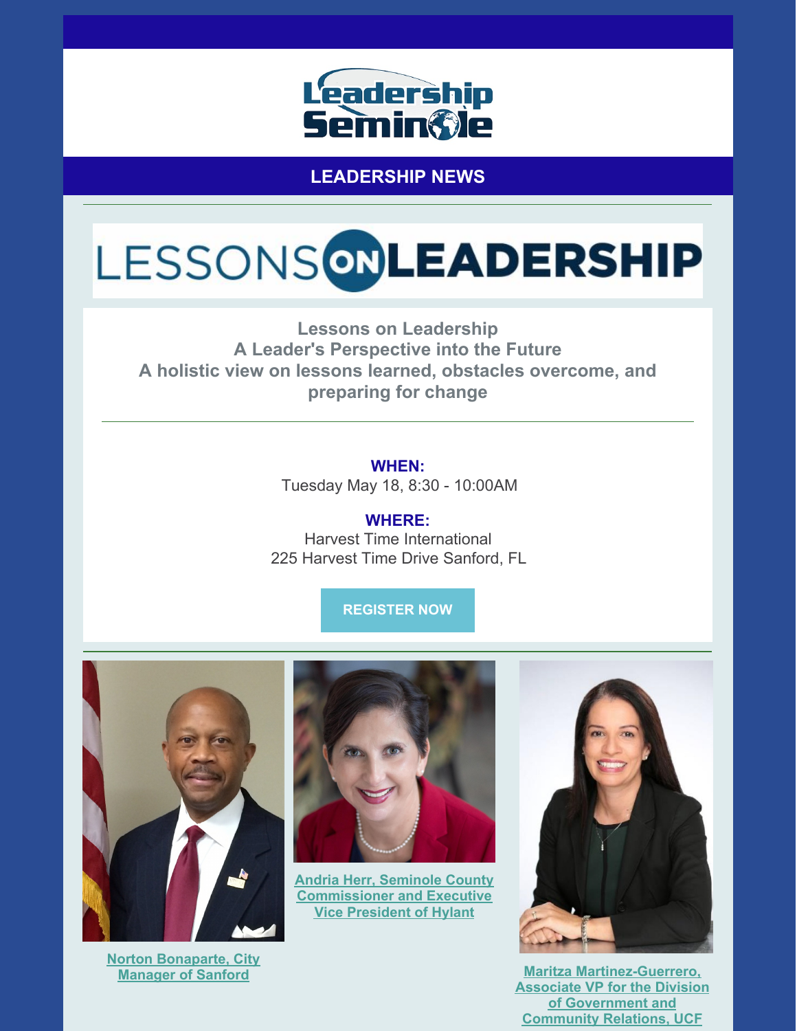Leadership Seminole

## LEADERSHIP NEWS

# LESSONS ON LEADERSHIP

**Lessons on Leadership**
**A Leader's Perspective into the Future**
**A holistic view on lessons learned, obstacles overcome, and preparing for change**

---

**WHEN:**
Tuesday May 18, 8:30 - 10:00AM

**WHERE:**
Harvest Time International
225 Harvest Time Drive Sanford, FL

**REGISTER NOW**

---

Norton Bonaparte, City Manager of Sanford

Andria Herr, Seminole County Commissioner and Executive Vice President of Hylant

Maritza Martinez-Guerrero, Associate VP for the Division of Government and Community Relations, UCF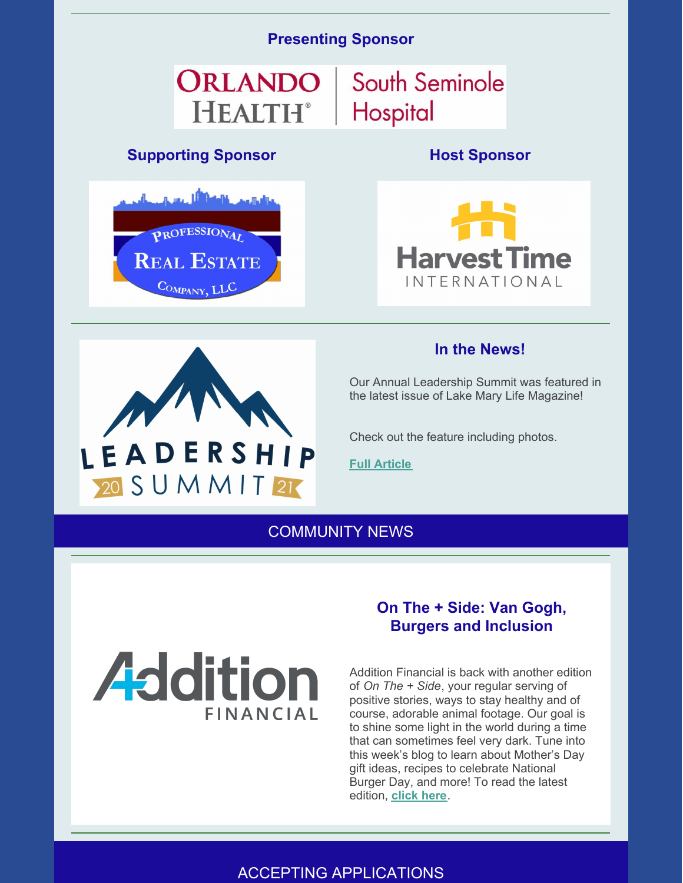### Presenting Sponsor

ORLANDO HEALTH® | South Seminole Hospital

### Supporting Sponsor

Professional Real Estate Company, LLC

### Host Sponsor

Harvest Time International

LEADERSHIP 2021 SUMMIT

### In the News!

Our Annual Leadership Summit was featured in the latest issue of Lake Mary Life Magazine!

Check out the feature including photos.

**Full Article**

## COMMUNITY NEWS

Addition Financial

### On The + Side: Van Gogh, Burgers and Inclusion

Addition Financial is back with another edition of *On The + Side*, your regular serving of positive stories, ways to stay healthy and of course, adorable animal footage. Our goal is to shine some light in the world during a time that can sometimes feel very dark. Tune into this week's blog to learn about Mother's Day gift ideas, recipes to celebrate National Burger Day, and more! To read the latest edition, **click here**.

## ACCEPTING APPLICATIONS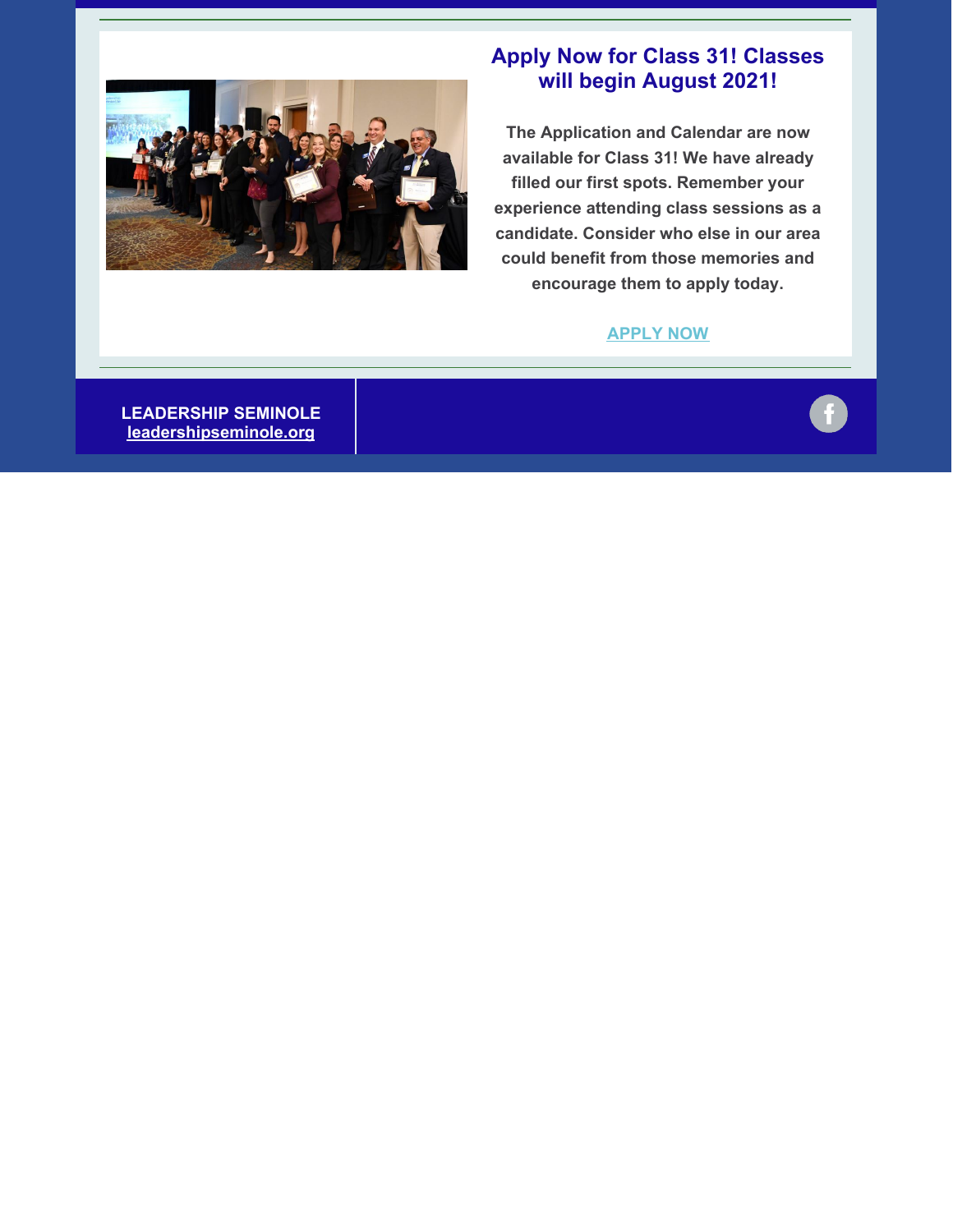## Apply Now for Class 31! Classes will begin August 2021!

**The Application and Calendar are now available for Class 31! We have already filled our first spots. Remember your experience attending class sessions as a candidate. Consider who else in our area could benefit from those memories and encourage them to apply today.**

**APPLY NOW**

**LEADERSHIP SEMINOLE**
**leadershipseminole.org**